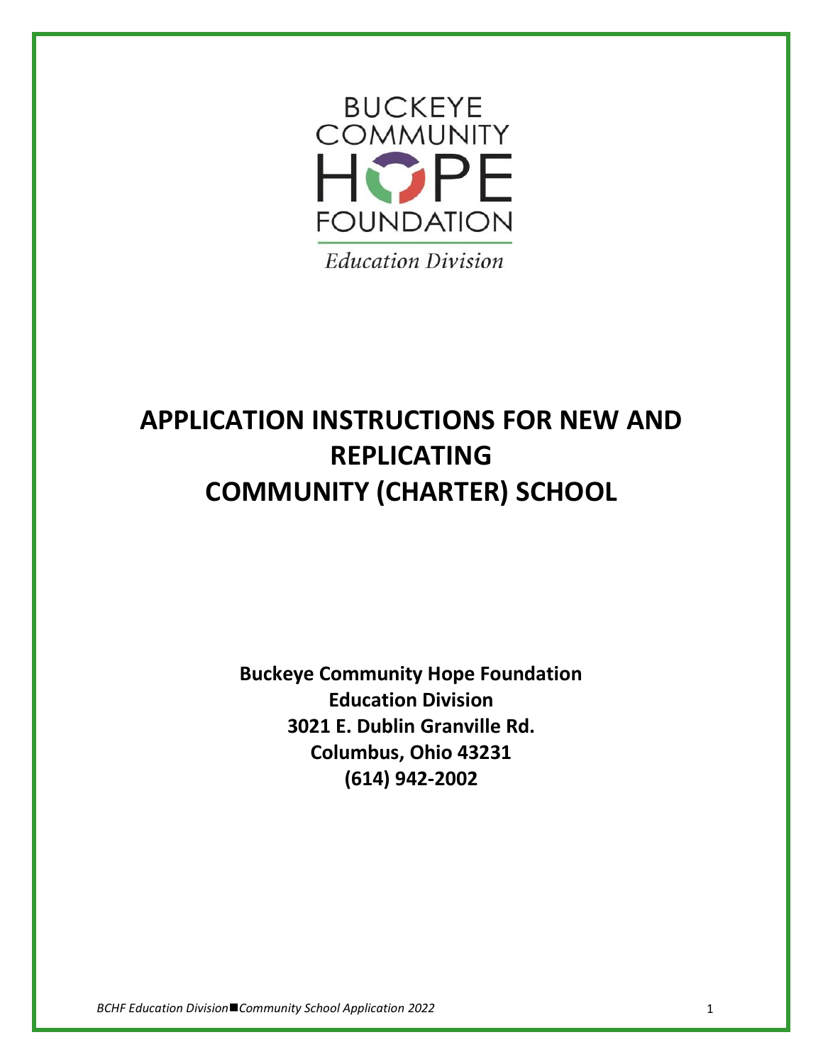BUCKEYE COMMUNITY HOPE FOUNDATION

Education Division

# APPLICATION INSTRUCTIONS FOR NEW AND REPLICATING COMMUNITY (CHARTER) SCHOOL

**Buckeye Community Hope Foundation**
**Education Division**
**3021 E. Dublin Granville Rd.**
**Columbus, Ohio 43231**
**(614) 942-2002**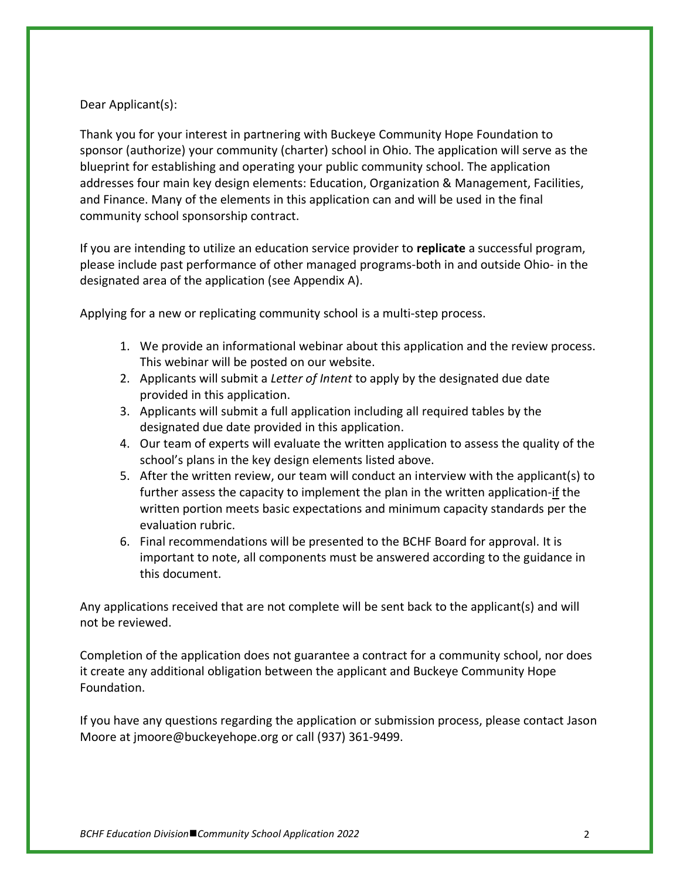Dear Applicant(s):

Thank you for your interest in partnering with Buckeye Community Hope Foundation to sponsor (authorize) your community (charter) school in Ohio. The application will serve as the blueprint for establishing and operating your public community school. The application addresses four main key design elements: Education, Organization & Management, Facilities, and Finance. Many of the elements in this application can and will be used in the final community school sponsorship contract.

If you are intending to utilize an education service provider to **replicate** a successful program, please include past performance of other managed programs-both in and outside Ohio- in the designated area of the application (see Appendix A).

Applying for a new or replicating community school is a multi-step process.

1. We provide an informational webinar about this application and the review process. This webinar will be posted on our website.
2. Applicants will submit a *Letter of Intent* to apply by the designated due date provided in this application.
3. Applicants will submit a full application including all required tables by the designated due date provided in this application.
4. Our team of experts will evaluate the written application to assess the quality of the school's plans in the key design elements listed above.
5. After the written review, our team will conduct an interview with the applicant(s) to further assess the capacity to implement the plan in the written application-<u>if</u> the written portion meets basic expectations and minimum capacity standards per the evaluation rubric.
6. Final recommendations will be presented to the BCHF Board for approval. It is important to note, all components must be answered according to the guidance in this document.

Any applications received that are not complete will be sent back to the applicant(s) and will not be reviewed.

Completion of the application does not guarantee a contract for a community school, nor does it create any additional obligation between the applicant and Buckeye Community Hope Foundation.

If you have any questions regarding the application or submission process, please contact Jason Moore at jmoore@buckeyehope.org or call (937) 361-9499.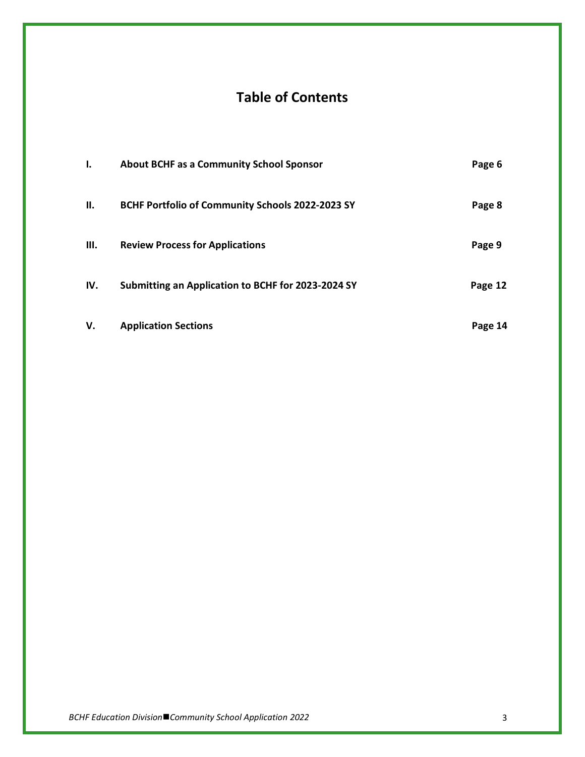# Table of Contents

| | | |
|---|---|---|
| **I.** | **About BCHF as a Community School Sponsor** | **Page 6** |
| **II.** | **BCHF Portfolio of Community Schools 2022-2023 SY** | **Page 8** |
| **III.** | **Review Process for Applications** | **Page 9** |
| **IV.** | **Submitting an Application to BCHF for 2023-2024 SY** | **Page 12** |
| **V.** | **Application Sections** | **Page 14** |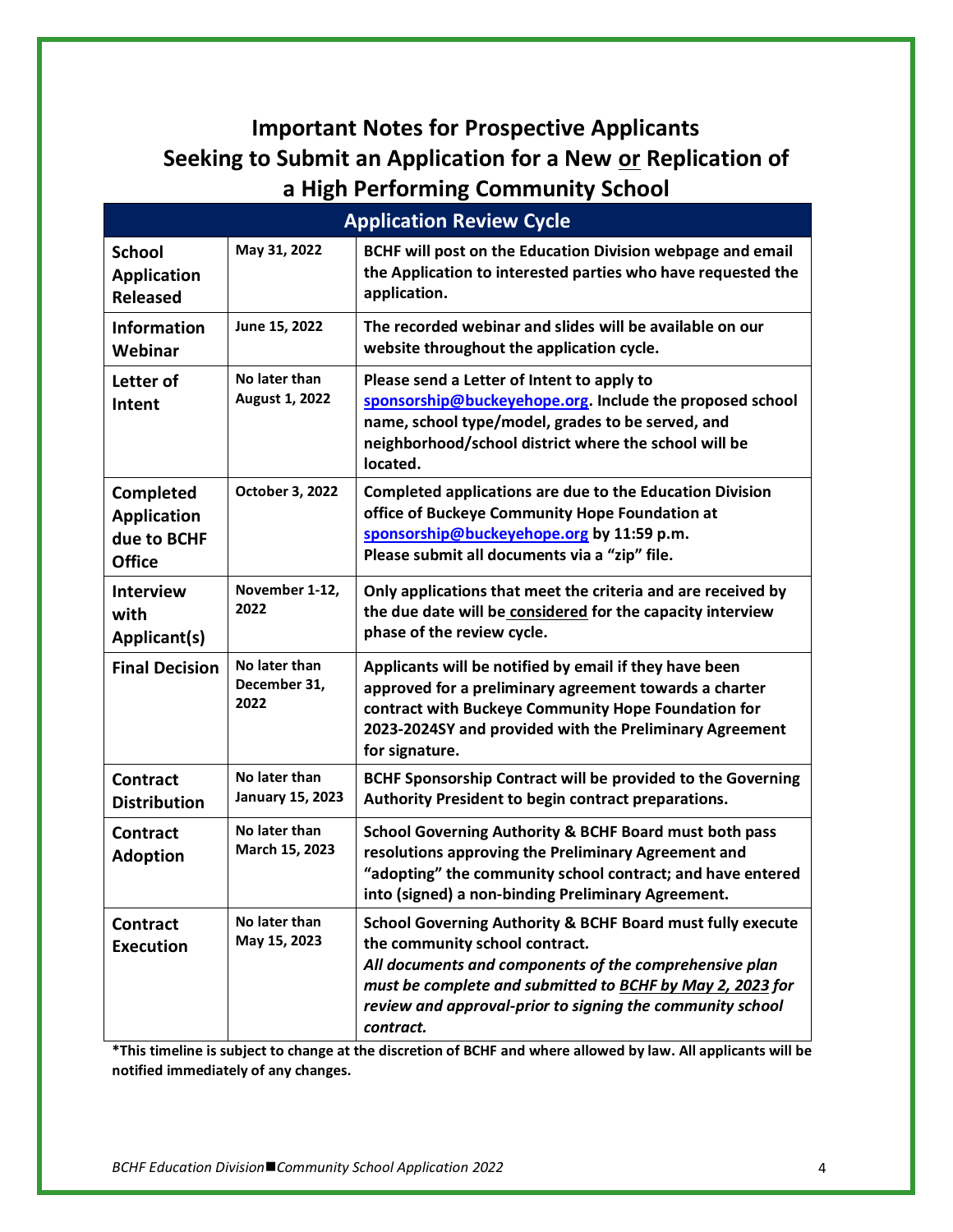# Important Notes for Prospective Applicants Seeking to Submit an Application for a New or Replication of a High Performing Community School

| Application Review Cycle | | |
|---|---|---|
| **School Application Released** | **May 31, 2022** | **BCHF will post on the Education Division webpage and email the Application to interested parties who have requested the application.** |
| **Information Webinar** | **June 15, 2022** | **The recorded webinar and slides will be available on our website throughout the application cycle.** |
| **Letter of Intent** | **No later than August 1, 2022** | **Please send a Letter of Intent to apply to sponsorship@buckeyehope.org. Include the proposed school name, school type/model, grades to be served, and neighborhood/school district where the school will be located.** |
| **Completed Application due to BCHF Office** | **October 3, 2022** | **Completed applications are due to the Education Division office of Buckeye Community Hope Foundation at sponsorship@buckeyehope.org by 11:59 p.m. Please submit all documents via a "zip" file.** |
| **Interview with Applicant(s)** | **November 1-12, 2022** | **Only applications that meet the criteria and are received by the due date will be considered for the capacity interview phase of the review cycle.** |
| **Final Decision** | **No later than December 31, 2022** | **Applicants will be notified by email if they have been approved for a preliminary agreement towards a charter contract with Buckeye Community Hope Foundation for 2023-2024SY and provided with the Preliminary Agreement for signature.** |
| **Contract Distribution** | **No later than January 15, 2023** | **BCHF Sponsorship Contract will be provided to the Governing Authority President to begin contract preparations.** |
| **Contract Adoption** | **No later than March 15, 2023** | **School Governing Authority & BCHF Board must both pass resolutions approving the Preliminary Agreement and "adopting" the community school contract; and have entered into (signed) a non-binding Preliminary Agreement.** |
| **Contract Execution** | **No later than May 15, 2023** | **School Governing Authority & BCHF Board must fully execute the community school contract.** ***All documents and components of the comprehensive plan must be complete and submitted to BCHF by May 2, 2023 for review and approval-prior to signing the community school contract.*** |

**\*This timeline is subject to change at the discretion of BCHF and where allowed by law. All applicants will be notified immediately of any changes.**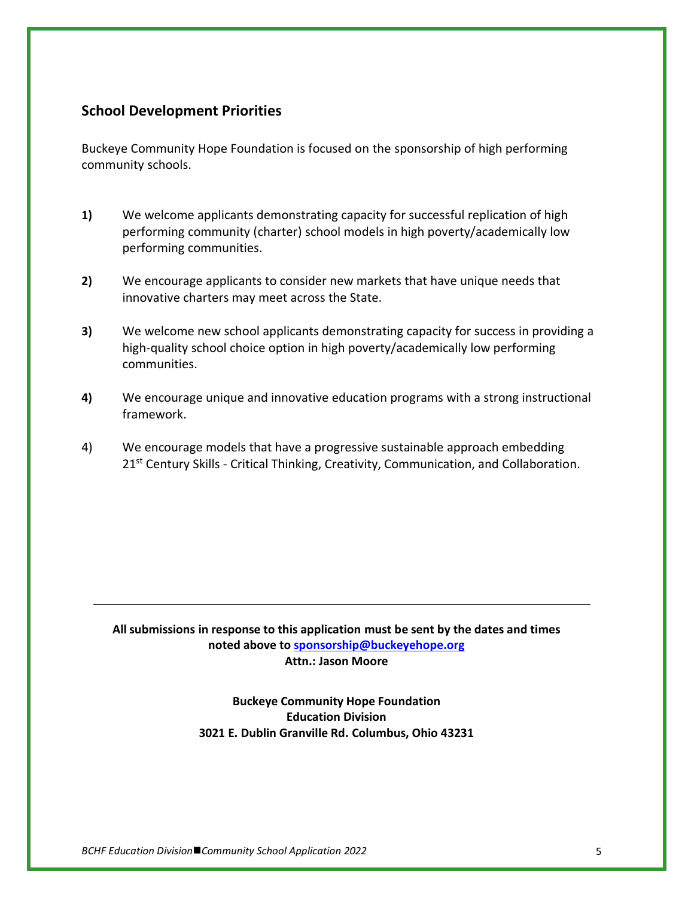## School Development Priorities

Buckeye Community Hope Foundation is focused on the sponsorship of high performing community schools.

**1)** We welcome applicants demonstrating capacity for successful replication of high performing community (charter) school models in high poverty/academically low performing communities.

**2)** We encourage applicants to consider new markets that have unique needs that innovative charters may meet across the State.

**3)** We welcome new school applicants demonstrating capacity for success in providing a high-quality school choice option in high poverty/academically low performing communities.

**4)** We encourage unique and innovative education programs with a strong instructional framework.

4) We encourage models that have a progressive sustainable approach embedding 21st Century Skills - Critical Thinking, Creativity, Communication, and Collaboration.

---

**All submissions in response to this application must be sent by the dates and times noted above to sponsorship@buckeyehope.org**
**Attn.: Jason Moore**

**Buckeye Community Hope Foundation**
**Education Division**
**3021 E. Dublin Granville Rd. Columbus, Ohio 43231**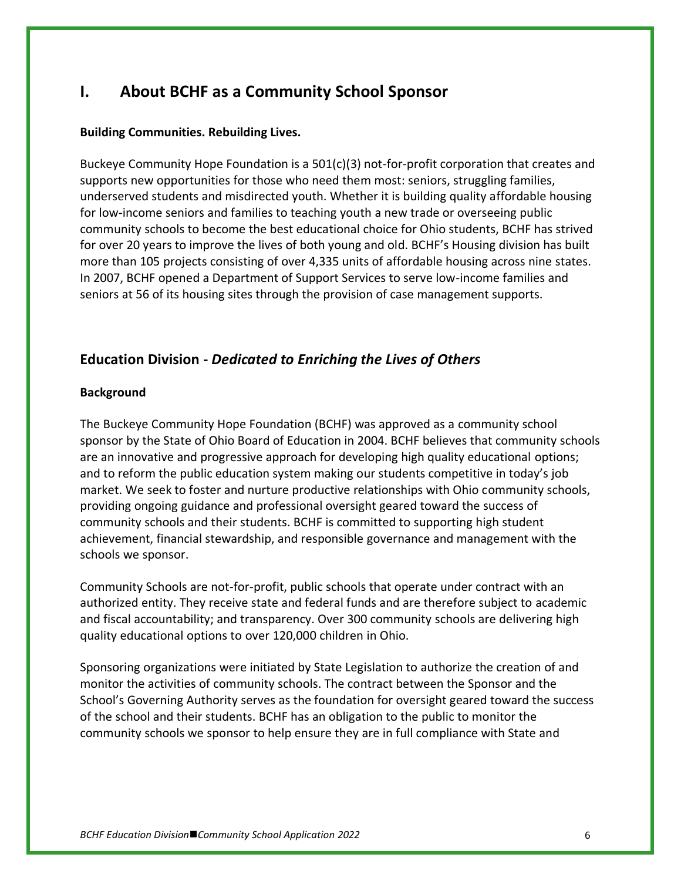# I. About BCHF as a Community School Sponsor

**Building Communities. Rebuilding Lives.**

Buckeye Community Hope Foundation is a 501(c)(3) not-for-profit corporation that creates and supports new opportunities for those who need them most: seniors, struggling families, underserved students and misdirected youth. Whether it is building quality affordable housing for low-income seniors and families to teaching youth a new trade or overseeing public community schools to become the best educational choice for Ohio students, BCHF has strived for over 20 years to improve the lives of both young and old. BCHF's Housing division has built more than 105 projects consisting of over 4,335 units of affordable housing across nine states. In 2007, BCHF opened a Department of Support Services to serve low-income families and seniors at 56 of its housing sites through the provision of case management supports.

## Education Division - *Dedicated to Enriching the Lives of Others*

**Background**

The Buckeye Community Hope Foundation (BCHF) was approved as a community school sponsor by the State of Ohio Board of Education in 2004. BCHF believes that community schools are an innovative and progressive approach for developing high quality educational options; and to reform the public education system making our students competitive in today's job market. We seek to foster and nurture productive relationships with Ohio community schools, providing ongoing guidance and professional oversight geared toward the success of community schools and their students. BCHF is committed to supporting high student achievement, financial stewardship, and responsible governance and management with the schools we sponsor.

Community Schools are not-for-profit, public schools that operate under contract with an authorized entity. They receive state and federal funds and are therefore subject to academic and fiscal accountability; and transparency. Over 300 community schools are delivering high quality educational options to over 120,000 children in Ohio.

Sponsoring organizations were initiated by State Legislation to authorize the creation of and monitor the activities of community schools. The contract between the Sponsor and the School's Governing Authority serves as the foundation for oversight geared toward the success of the school and their students. BCHF has an obligation to the public to monitor the community schools we sponsor to help ensure they are in full compliance with State and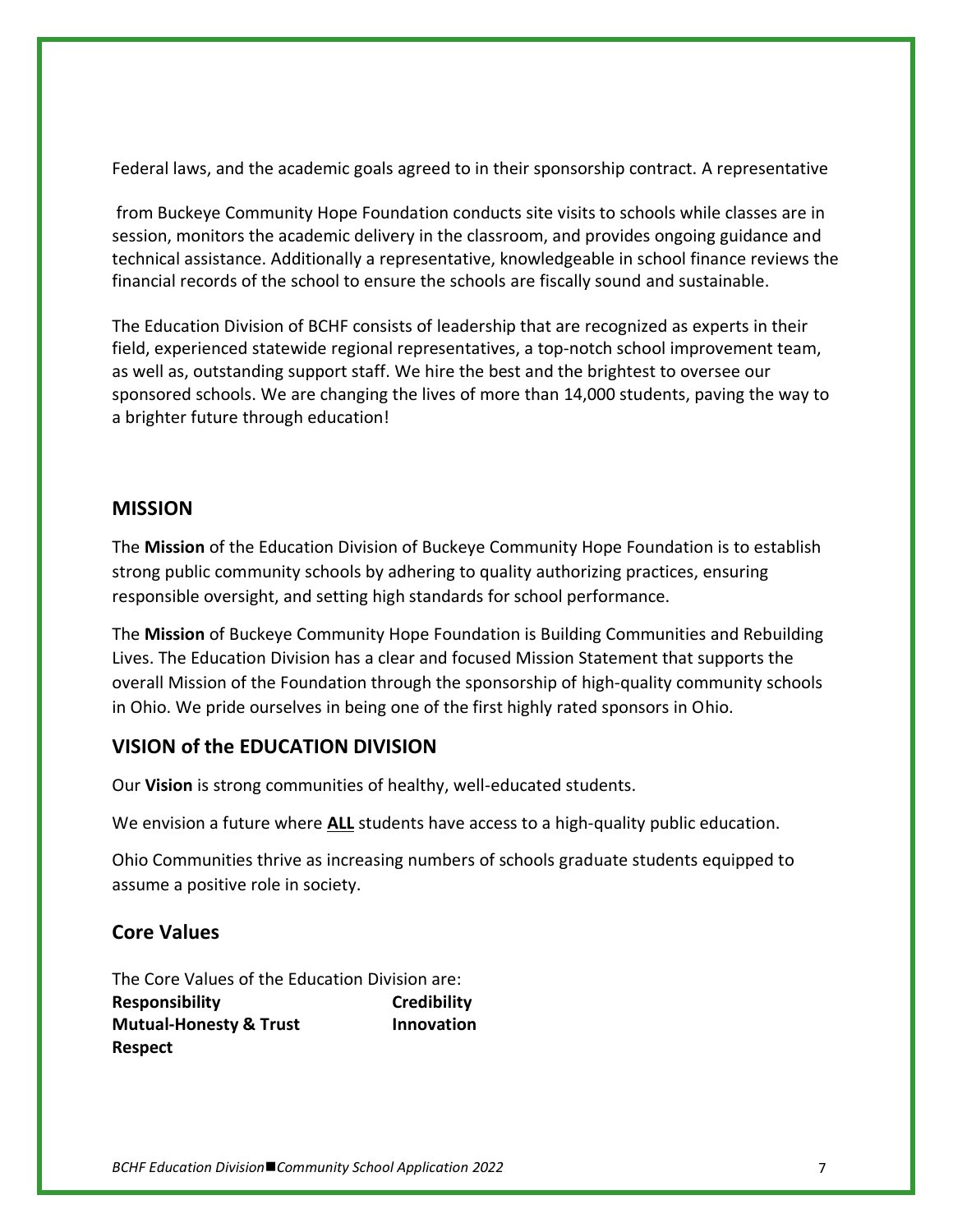Federal laws, and the academic goals agreed to in their sponsorship contract. A representative

from Buckeye Community Hope Foundation conducts site visits to schools while classes are in session, monitors the academic delivery in the classroom, and provides ongoing guidance and technical assistance. Additionally a representative, knowledgeable in school finance reviews the financial records of the school to ensure the schools are fiscally sound and sustainable.

The Education Division of BCHF consists of leadership that are recognized as experts in their field, experienced statewide regional representatives, a top-notch school improvement team, as well as, outstanding support staff. We hire the best and the brightest to oversee our sponsored schools. We are changing the lives of more than 14,000 students, paving the way to a brighter future through education!

## MISSION

The **Mission** of the Education Division of Buckeye Community Hope Foundation is to establish strong public community schools by adhering to quality authorizing practices, ensuring responsible oversight, and setting high standards for school performance.

The **Mission** of Buckeye Community Hope Foundation is Building Communities and Rebuilding Lives. The Education Division has a clear and focused Mission Statement that supports the overall Mission of the Foundation through the sponsorship of high-quality community schools in Ohio. We pride ourselves in being one of the first highly rated sponsors in Ohio.

## VISION of the EDUCATION DIVISION

Our **Vision** is strong communities of healthy, well-educated students.

We envision a future where <u>**ALL**</u> students have access to a high-quality public education.

Ohio Communities thrive as increasing numbers of schools graduate students equipped to assume a positive role in society.

## Core Values

The Core Values of the Education Division are:

- **Responsibility**
- **Credibility**
- **Mutual-Honesty & Trust**
- **Innovation**
- **Respect**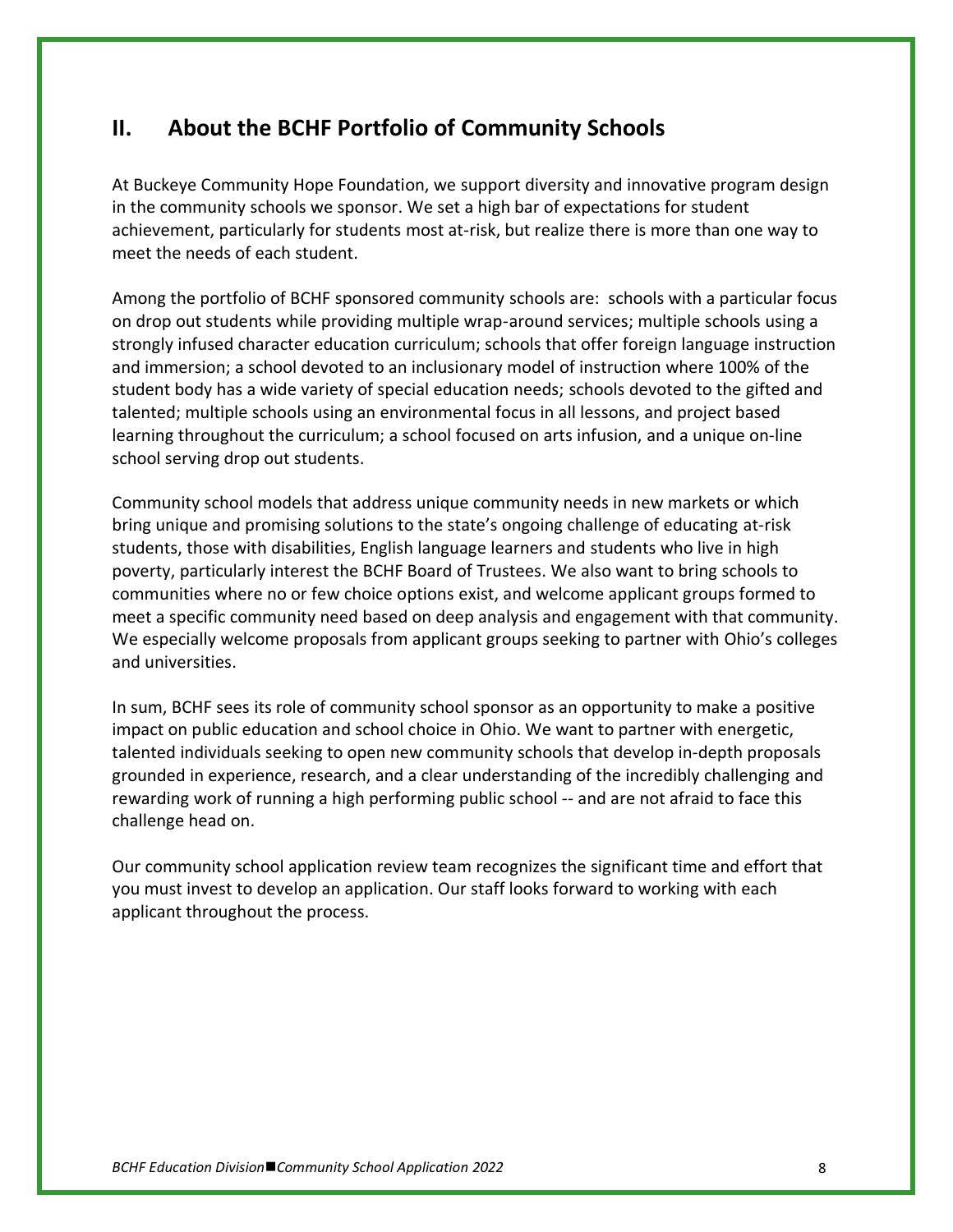## II. About the BCHF Portfolio of Community Schools

At Buckeye Community Hope Foundation, we support diversity and innovative program design in the community schools we sponsor. We set a high bar of expectations for student achievement, particularly for students most at-risk, but realize there is more than one way to meet the needs of each student.

Among the portfolio of BCHF sponsored community schools are: schools with a particular focus on drop out students while providing multiple wrap-around services; multiple schools using a strongly infused character education curriculum; schools that offer foreign language instruction and immersion; a school devoted to an inclusionary model of instruction where 100% of the student body has a wide variety of special education needs; schools devoted to the gifted and talented; multiple schools using an environmental focus in all lessons, and project based learning throughout the curriculum; a school focused on arts infusion, and a unique on-line school serving drop out students.

Community school models that address unique community needs in new markets or which bring unique and promising solutions to the state's ongoing challenge of educating at-risk students, those with disabilities, English language learners and students who live in high poverty, particularly interest the BCHF Board of Trustees. We also want to bring schools to communities where no or few choice options exist, and welcome applicant groups formed to meet a specific community need based on deep analysis and engagement with that community. We especially welcome proposals from applicant groups seeking to partner with Ohio's colleges and universities.

In sum, BCHF sees its role of community school sponsor as an opportunity to make a positive impact on public education and school choice in Ohio. We want to partner with energetic, talented individuals seeking to open new community schools that develop in-depth proposals grounded in experience, research, and a clear understanding of the incredibly challenging and rewarding work of running a high performing public school -- and are not afraid to face this challenge head on.

Our community school application review team recognizes the significant time and effort that you must invest to develop an application. Our staff looks forward to working with each applicant throughout the process.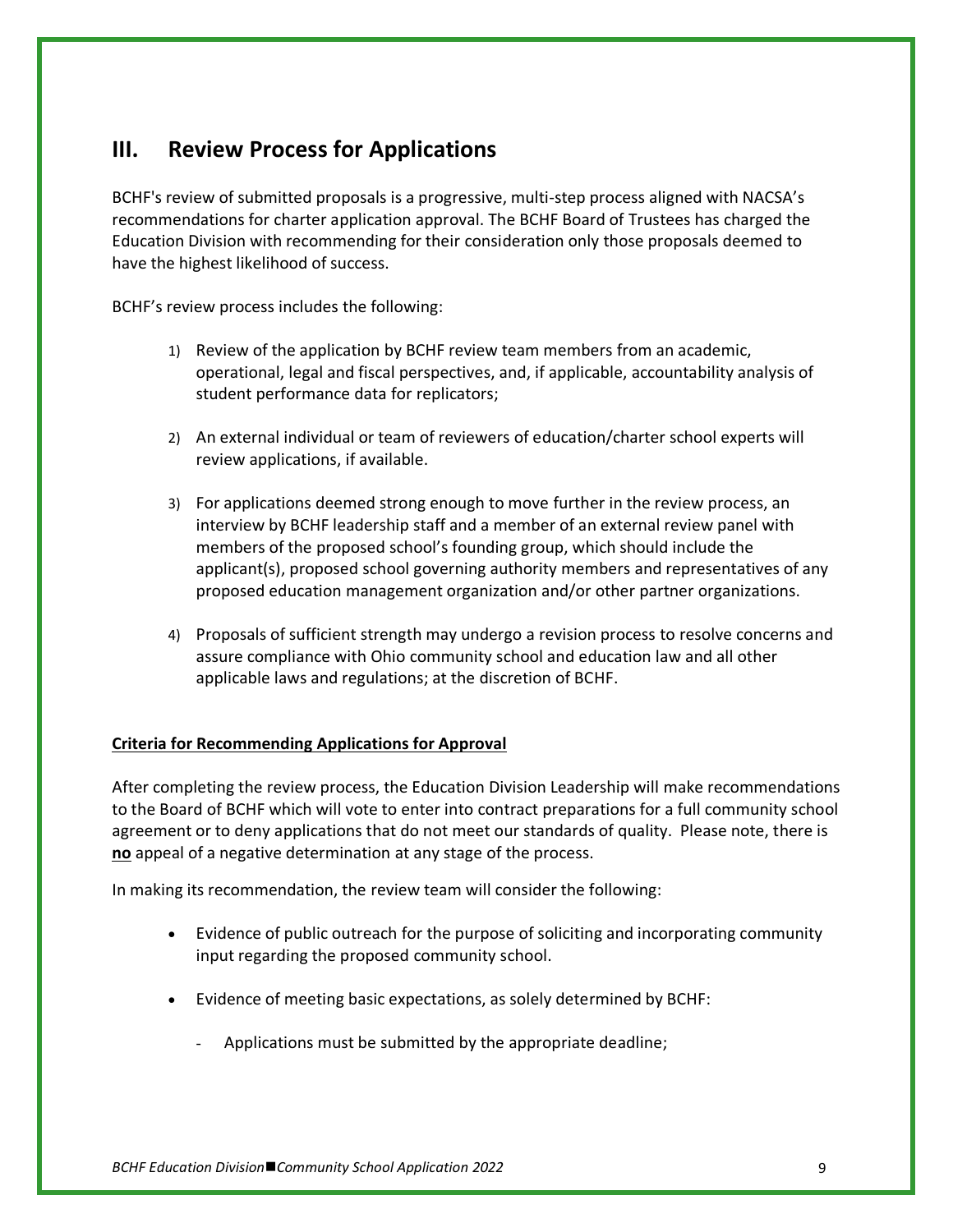## III. Review Process for Applications

BCHF's review of submitted proposals is a progressive, multi-step process aligned with NACSA's recommendations for charter application approval. The BCHF Board of Trustees has charged the Education Division with recommending for their consideration only those proposals deemed to have the highest likelihood of success.

BCHF's review process includes the following:

1) Review of the application by BCHF review team members from an academic, operational, legal and fiscal perspectives, and, if applicable, accountability analysis of student performance data for replicators;

2) An external individual or team of reviewers of education/charter school experts will review applications, if available.

3) For applications deemed strong enough to move further in the review process, an interview by BCHF leadership staff and a member of an external review panel with members of the proposed school's founding group, which should include the applicant(s), proposed school governing authority members and representatives of any proposed education management organization and/or other partner organizations.

4) Proposals of sufficient strength may undergo a revision process to resolve concerns and assure compliance with Ohio community school and education law and all other applicable laws and regulations; at the discretion of BCHF.

**Criteria for Recommending Applications for Approval**

After completing the review process, the Education Division Leadership will make recommendations to the Board of BCHF which will vote to enter into contract preparations for a full community school agreement or to deny applications that do not meet our standards of quality. Please note, there is **no** appeal of a negative determination at any stage of the process.

In making its recommendation, the review team will consider the following:

- Evidence of public outreach for the purpose of soliciting and incorporating community input regarding the proposed community school.
- Evidence of meeting basic expectations, as solely determined by BCHF:
  - Applications must be submitted by the appropriate deadline;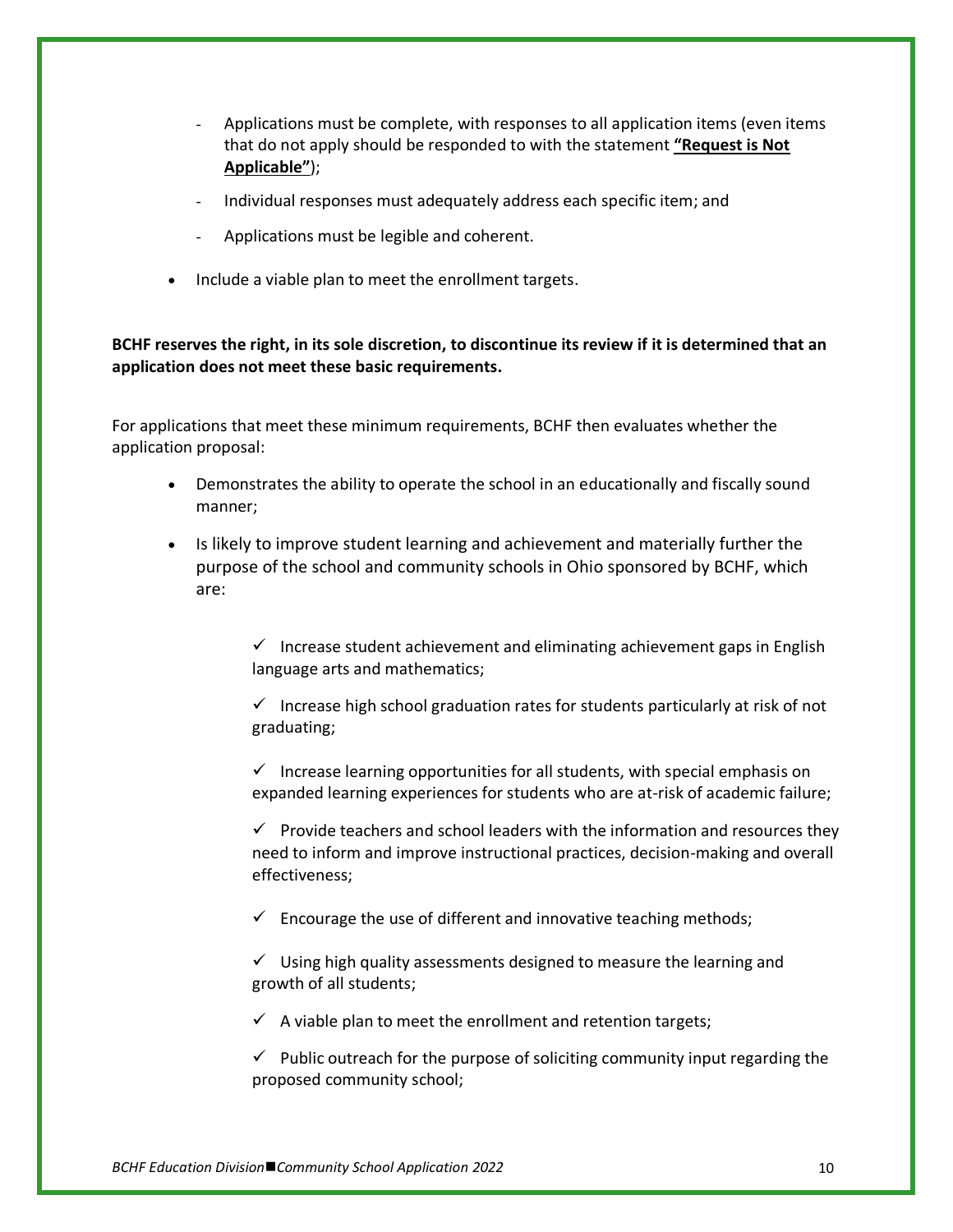- Applications must be complete, with responses to all application items (even items that do not apply should be responded to with the statement **"Request is Not Applicable"**);
  - Individual responses must adequately address each specific item; and
  - Applications must be legible and coherent.

- Include a viable plan to meet the enrollment targets.

**BCHF reserves the right, in its sole discretion, to discontinue its review if it is determined that an application does not meet these basic requirements.**

For applications that meet these minimum requirements, BCHF then evaluates whether the application proposal:

- Demonstrates the ability to operate the school in an educationally and fiscally sound manner;
- Is likely to improve student learning and achievement and materially further the purpose of the school and community schools in Ohio sponsored by BCHF, which are:

  - ✓ Increase student achievement and eliminating achievement gaps in English language arts and mathematics;
  - ✓ Increase high school graduation rates for students particularly at risk of not graduating;
  - ✓ Increase learning opportunities for all students, with special emphasis on expanded learning experiences for students who are at-risk of academic failure;
  - ✓ Provide teachers and school leaders with the information and resources they need to inform and improve instructional practices, decision-making and overall effectiveness;
  - ✓ Encourage the use of different and innovative teaching methods;
  - ✓ Using high quality assessments designed to measure the learning and growth of all students;
  - ✓ A viable plan to meet the enrollment and retention targets;
  - ✓ Public outreach for the purpose of soliciting community input regarding the proposed community school;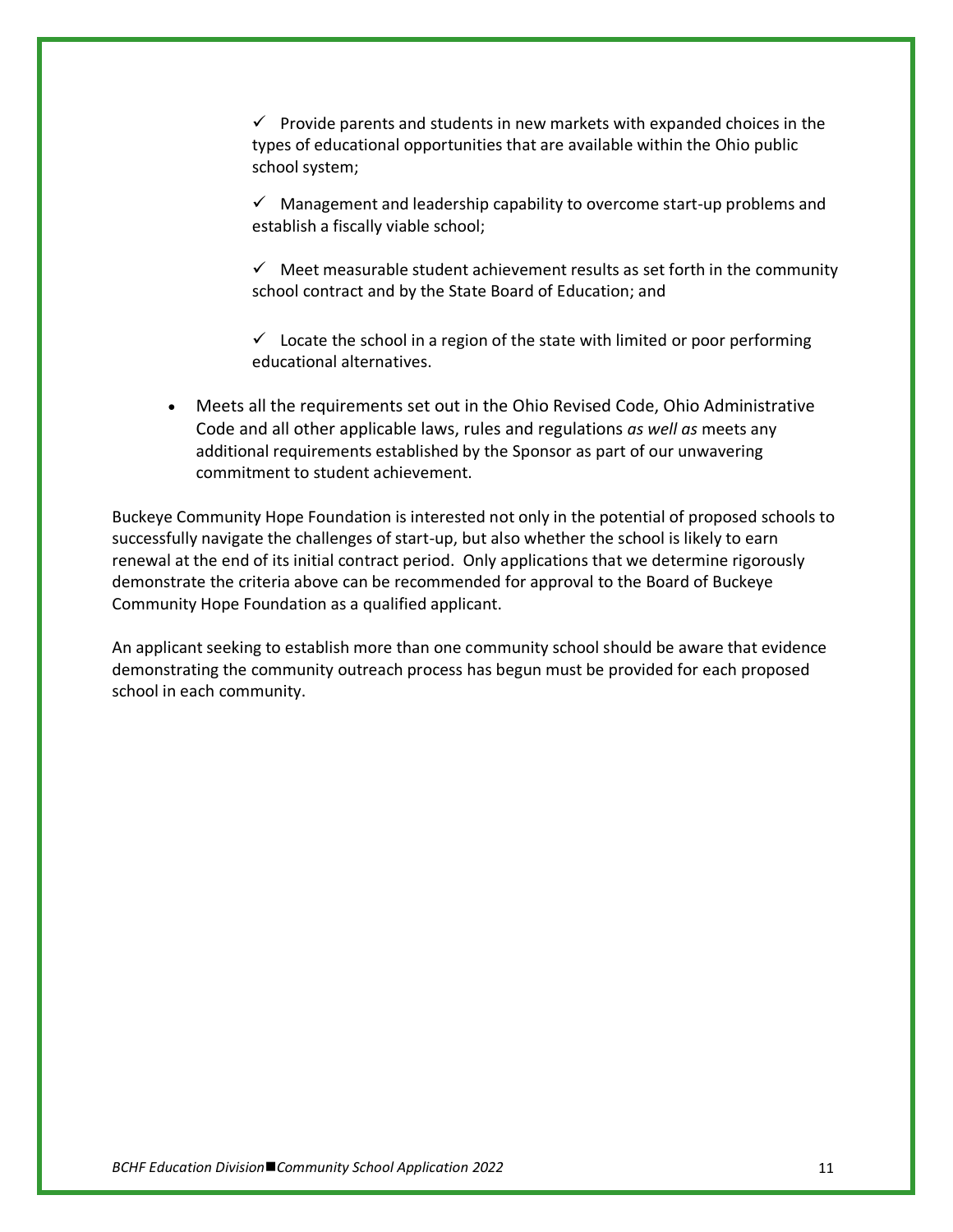- ✓ Provide parents and students in new markets with expanded choices in the types of educational opportunities that are available within the Ohio public school system;

- ✓ Management and leadership capability to overcome start-up problems and establish a fiscally viable school;

- ✓ Meet measurable student achievement results as set forth in the community school contract and by the State Board of Education; and

- ✓ Locate the school in a region of the state with limited or poor performing educational alternatives.

- Meets all the requirements set out in the Ohio Revised Code, Ohio Administrative Code and all other applicable laws, rules and regulations *as well as* meets any additional requirements established by the Sponsor as part of our unwavering commitment to student achievement.

Buckeye Community Hope Foundation is interested not only in the potential of proposed schools to successfully navigate the challenges of start-up, but also whether the school is likely to earn renewal at the end of its initial contract period. Only applications that we determine rigorously demonstrate the criteria above can be recommended for approval to the Board of Buckeye Community Hope Foundation as a qualified applicant.

An applicant seeking to establish more than one community school should be aware that evidence demonstrating the community outreach process has begun must be provided for each proposed school in each community.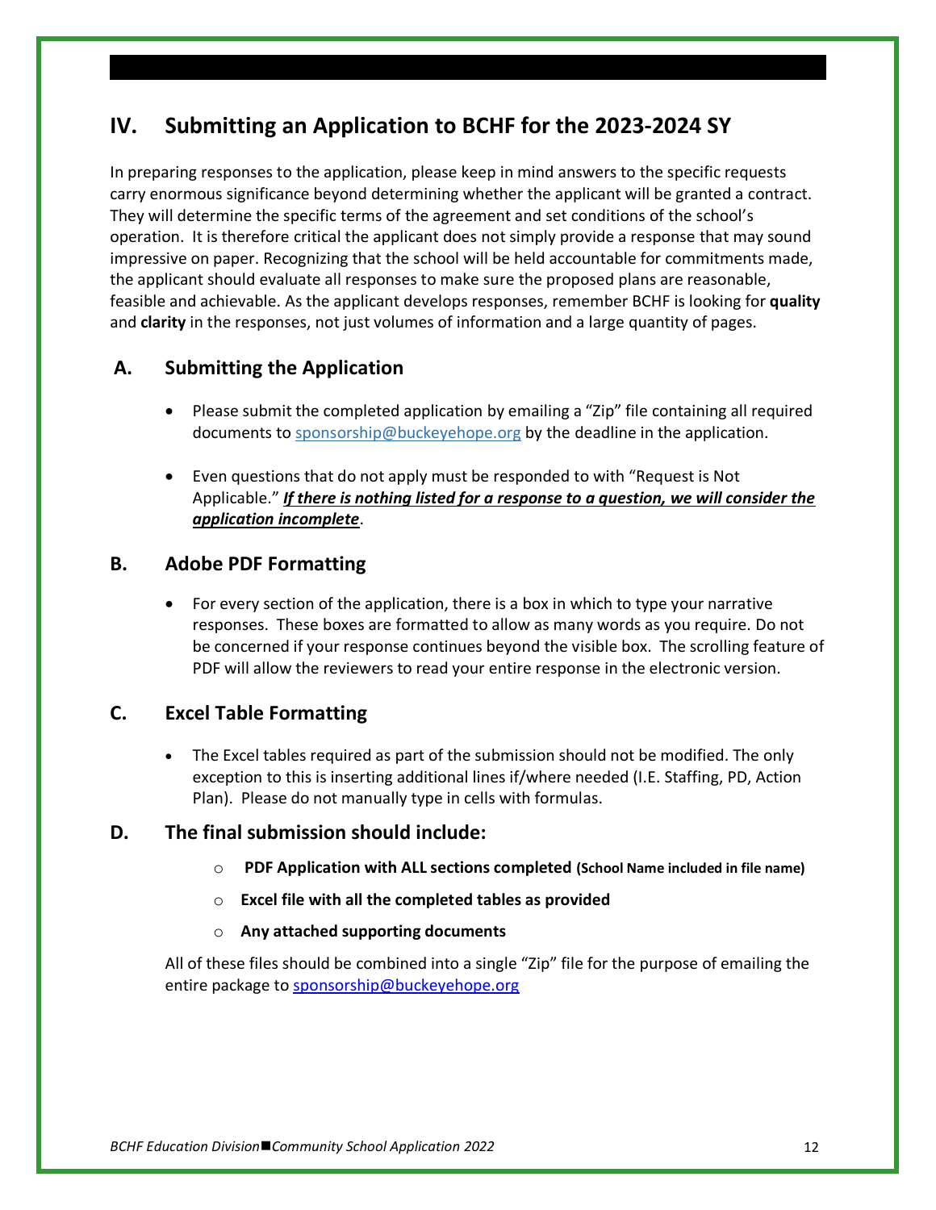## IV. Submitting an Application to BCHF for the 2023-2024 SY

In preparing responses to the application, please keep in mind answers to the specific requests carry enormous significance beyond determining whether the applicant will be granted a contract. They will determine the specific terms of the agreement and set conditions of the school's operation. It is therefore critical the applicant does not simply provide a response that may sound impressive on paper. Recognizing that the school will be held accountable for commitments made, the applicant should evaluate all responses to make sure the proposed plans are reasonable, feasible and achievable. As the applicant develops responses, remember BCHF is looking for **quality** and **clarity** in the responses, not just volumes of information and a large quantity of pages.

### A. Submitting the Application

- Please submit the completed application by emailing a "Zip" file containing all required documents to sponsorship@buckeyehope.org by the deadline in the application.
- Even questions that do not apply must be responded to with "Request is Not Applicable." ***If there is nothing listed for a response to a question, we will consider the application incomplete***.

### B. Adobe PDF Formatting

- For every section of the application, there is a box in which to type your narrative responses. These boxes are formatted to allow as many words as you require. Do not be concerned if your response continues beyond the visible box. The scrolling feature of PDF will allow the reviewers to read your entire response in the electronic version.

### C. Excel Table Formatting

- The Excel tables required as part of the submission should not be modified. The only exception to this is inserting additional lines if/where needed (I.E. Staffing, PD, Action Plan). Please do not manually type in cells with formulas.

### D. The final submission should include:

- **PDF Application with ALL sections completed (School Name included in file name)**
- **Excel file with all the completed tables as provided**
- **Any attached supporting documents**

All of these files should be combined into a single "Zip" file for the purpose of emailing the entire package to sponsorship@buckeyehope.org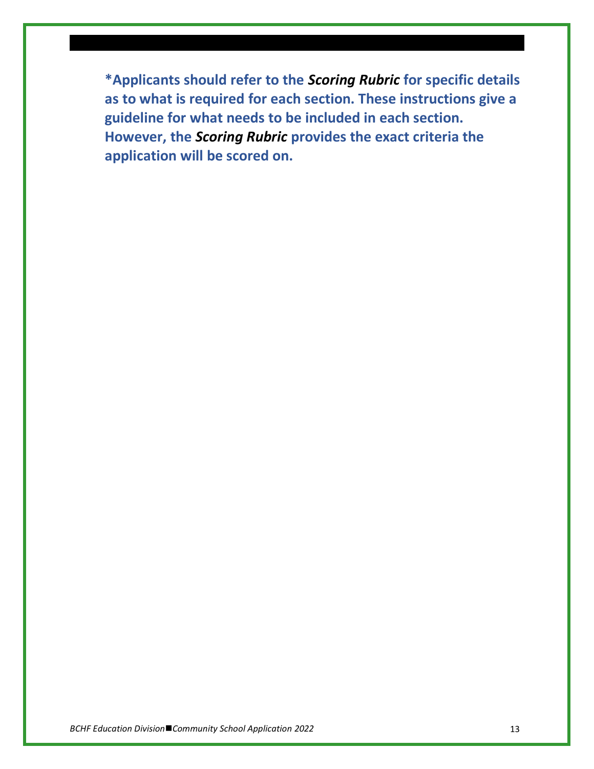**\*Applicants should refer to the *Scoring Rubric* for specific details as to what is required for each section. These instructions give a guideline for what needs to be included in each section. However, the *Scoring Rubric* provides the exact criteria the application will be scored on.**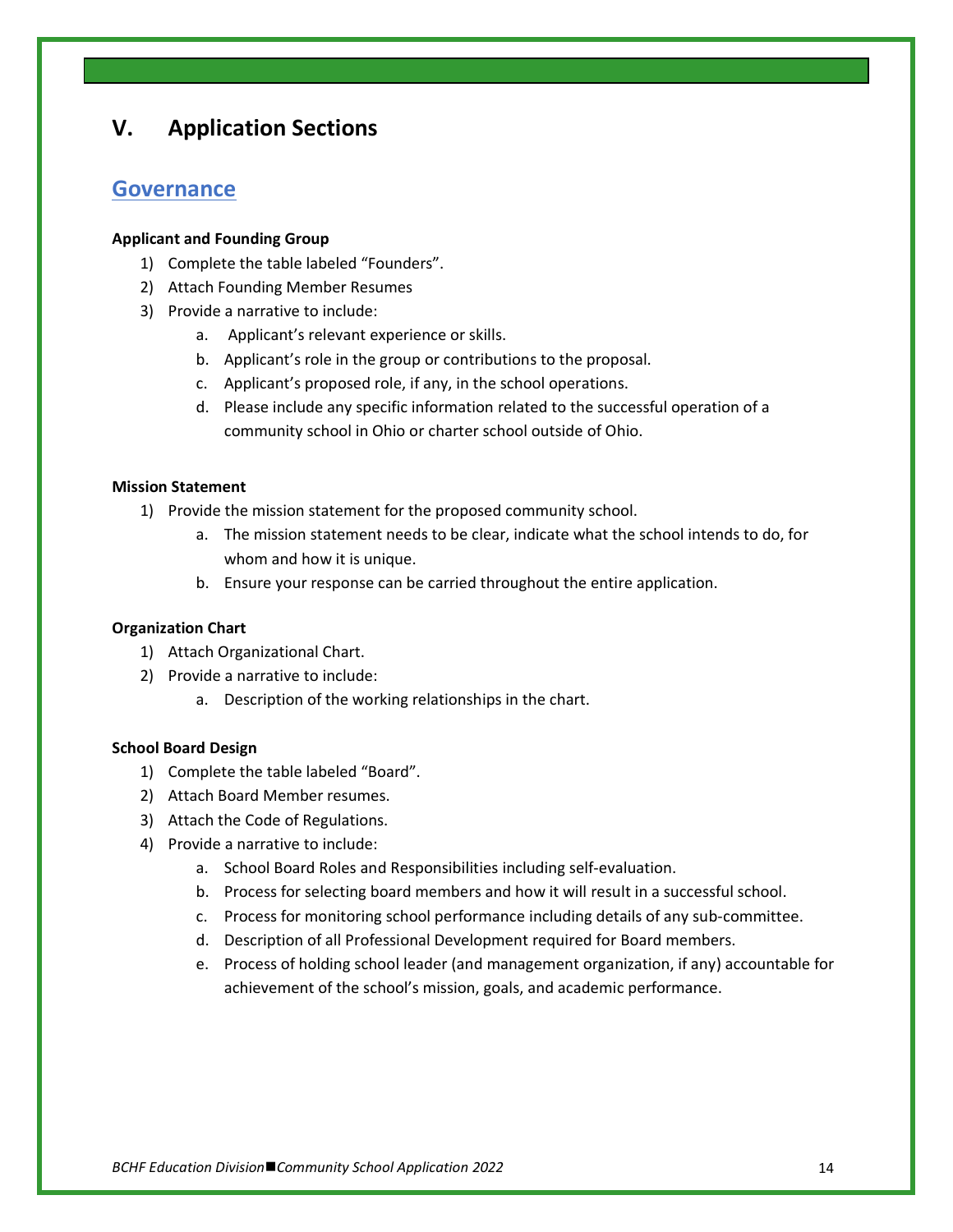# V. Application Sections

## Governance

**Applicant and Founding Group**

1) Complete the table labeled "Founders".
2) Attach Founding Member Resumes
3) Provide a narrative to include:
    a. Applicant's relevant experience or skills.
    b. Applicant's role in the group or contributions to the proposal.
    c. Applicant's proposed role, if any, in the school operations.
    d. Please include any specific information related to the successful operation of a community school in Ohio or charter school outside of Ohio.

**Mission Statement**

1) Provide the mission statement for the proposed community school.
    a. The mission statement needs to be clear, indicate what the school intends to do, for whom and how it is unique.
    b. Ensure your response can be carried throughout the entire application.

**Organization Chart**

1) Attach Organizational Chart.
2) Provide a narrative to include:
    a. Description of the working relationships in the chart.

**School Board Design**

1) Complete the table labeled "Board".
2) Attach Board Member resumes.
3) Attach the Code of Regulations.
4) Provide a narrative to include:
    a. School Board Roles and Responsibilities including self-evaluation.
    b. Process for selecting board members and how it will result in a successful school.
    c. Process for monitoring school performance including details of any sub-committee.
    d. Description of all Professional Development required for Board members.
    e. Process of holding school leader (and management organization, if any) accountable for achievement of the school's mission, goals, and academic performance.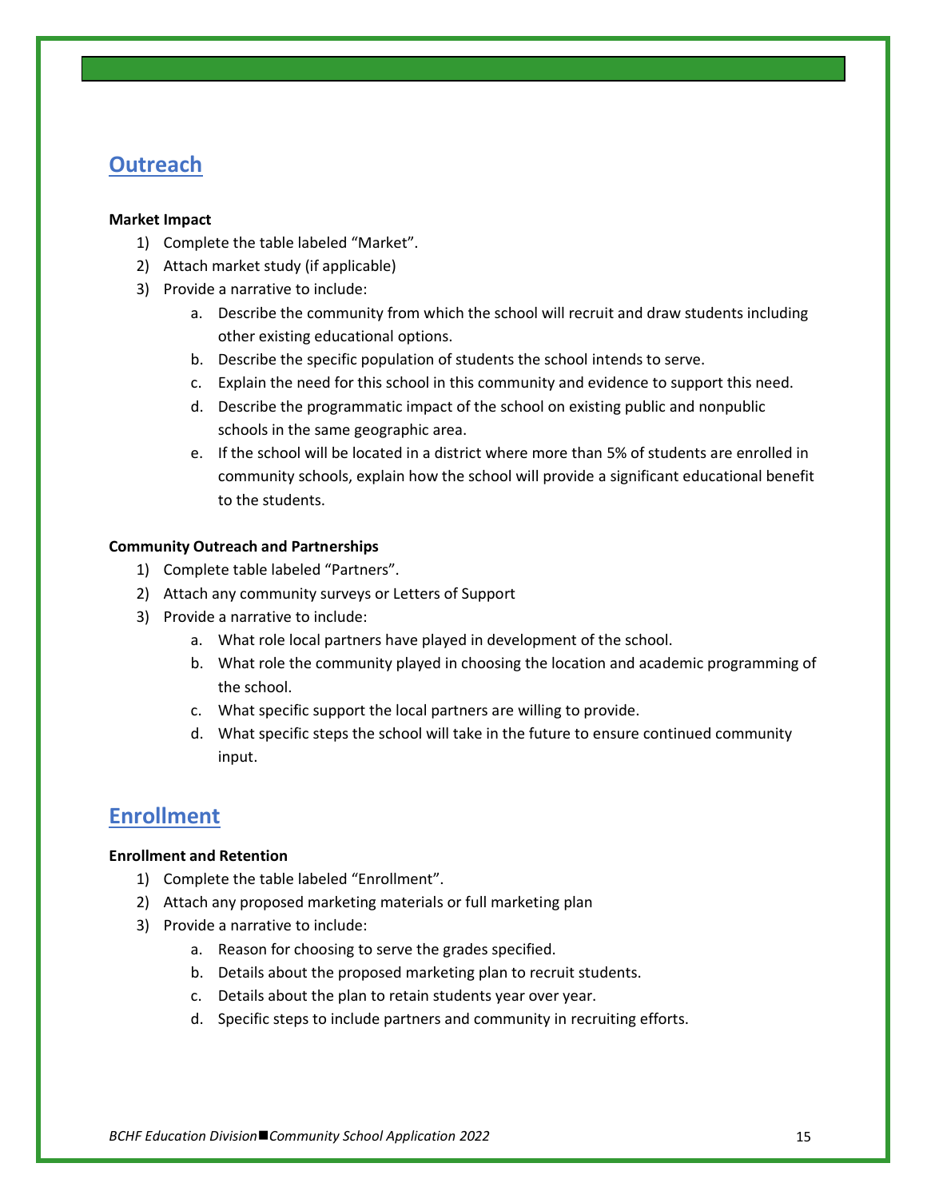## Outreach

**Market Impact**

1) Complete the table labeled “Market”.
2) Attach market study (if applicable)
3) Provide a narrative to include:
    a. Describe the community from which the school will recruit and draw students including other existing educational options.
    b. Describe the specific population of students the school intends to serve.
    c. Explain the need for this school in this community and evidence to support this need.
    d. Describe the programmatic impact of the school on existing public and nonpublic schools in the same geographic area.
    e. If the school will be located in a district where more than 5% of students are enrolled in community schools, explain how the school will provide a significant educational benefit to the students.

**Community Outreach and Partnerships**

1) Complete table labeled “Partners”.
2) Attach any community surveys or Letters of Support
3) Provide a narrative to include:
    a. What role local partners have played in development of the school.
    b. What role the community played in choosing the location and academic programming of the school.
    c. What specific support the local partners are willing to provide.
    d. What specific steps the school will take in the future to ensure continued community input.

## Enrollment

**Enrollment and Retention**

1) Complete the table labeled “Enrollment”.
2) Attach any proposed marketing materials or full marketing plan
3) Provide a narrative to include:
    a. Reason for choosing to serve the grades specified.
    b. Details about the proposed marketing plan to recruit students.
    c. Details about the plan to retain students year over year.
    d. Specific steps to include partners and community in recruiting efforts.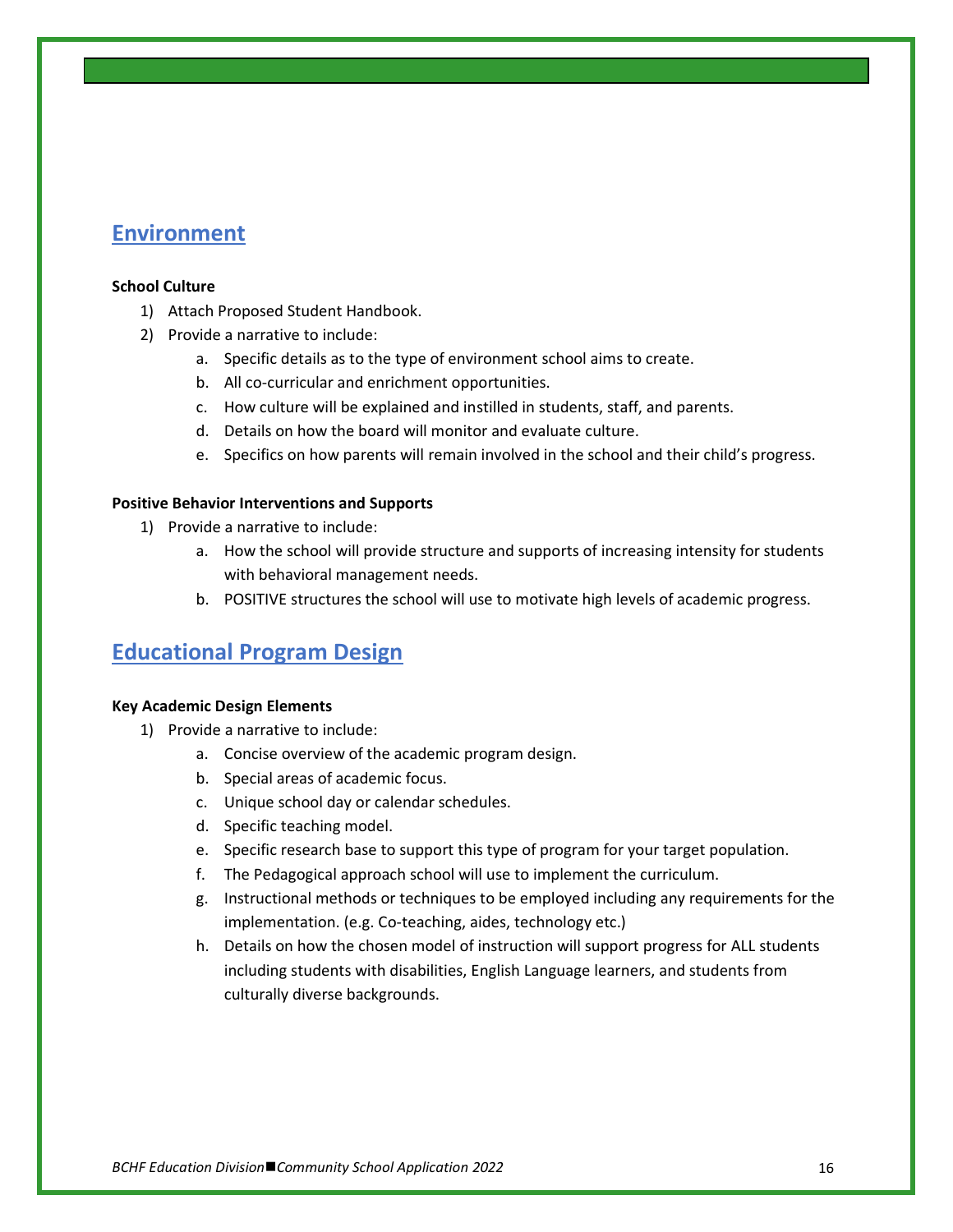## Environment

**School Culture**

1) Attach Proposed Student Handbook.
2) Provide a narrative to include:
    a. Specific details as to the type of environment school aims to create.
    b. All co-curricular and enrichment opportunities.
    c. How culture will be explained and instilled in students, staff, and parents.
    d. Details on how the board will monitor and evaluate culture.
    e. Specifics on how parents will remain involved in the school and their child's progress.

**Positive Behavior Interventions and Supports**

1) Provide a narrative to include:
    a. How the school will provide structure and supports of increasing intensity for students with behavioral management needs.
    b. POSITIVE structures the school will use to motivate high levels of academic progress.

## Educational Program Design

**Key Academic Design Elements**

1) Provide a narrative to include:
    a. Concise overview of the academic program design.
    b. Special areas of academic focus.
    c. Unique school day or calendar schedules.
    d. Specific teaching model.
    e. Specific research base to support this type of program for your target population.
    f. The Pedagogical approach school will use to implement the curriculum.
    g. Instructional methods or techniques to be employed including any requirements for the implementation. (e.g. Co-teaching, aides, technology etc.)
    h. Details on how the chosen model of instruction will support progress for ALL students including students with disabilities, English Language learners, and students from culturally diverse backgrounds.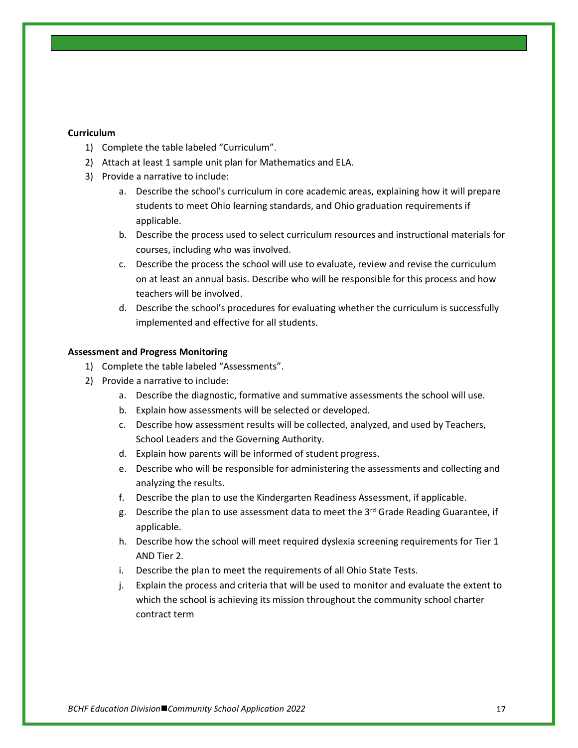**Curriculum**

1) Complete the table labeled "Curriculum".
2) Attach at least 1 sample unit plan for Mathematics and ELA.
3) Provide a narrative to include:
    a. Describe the school's curriculum in core academic areas, explaining how it will prepare students to meet Ohio learning standards, and Ohio graduation requirements if applicable.
    b. Describe the process used to select curriculum resources and instructional materials for courses, including who was involved.
    c. Describe the process the school will use to evaluate, review and revise the curriculum on at least an annual basis. Describe who will be responsible for this process and how teachers will be involved.
    d. Describe the school's procedures for evaluating whether the curriculum is successfully implemented and effective for all students.

**Assessment and Progress Monitoring**

1) Complete the table labeled "Assessments".
2) Provide a narrative to include:
    a. Describe the diagnostic, formative and summative assessments the school will use.
    b. Explain how assessments will be selected or developed.
    c. Describe how assessment results will be collected, analyzed, and used by Teachers, School Leaders and the Governing Authority.
    d. Explain how parents will be informed of student progress.
    e. Describe who will be responsible for administering the assessments and collecting and analyzing the results.
    f. Describe the plan to use the Kindergarten Readiness Assessment, if applicable.
    g. Describe the plan to use assessment data to meet the 3rd Grade Reading Guarantee, if applicable.
    h. Describe how the school will meet required dyslexia screening requirements for Tier 1 AND Tier 2.
    i. Describe the plan to meet the requirements of all Ohio State Tests.
    j. Explain the process and criteria that will be used to monitor and evaluate the extent to which the school is achieving its mission throughout the community school charter contract term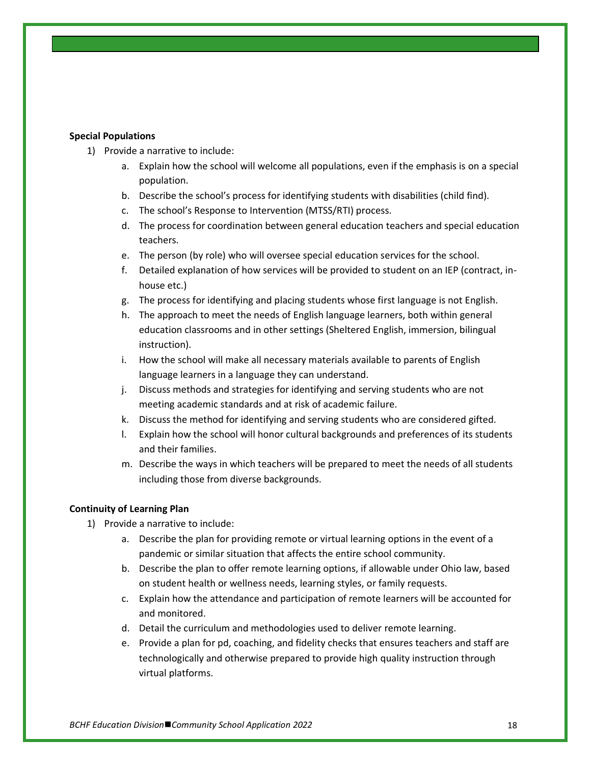**Special Populations**

1) Provide a narrative to include:
   a. Explain how the school will welcome all populations, even if the emphasis is on a special population.
   b. Describe the school's process for identifying students with disabilities (child find).
   c. The school's Response to Intervention (MTSS/RTI) process.
   d. The process for coordination between general education teachers and special education teachers.
   e. The person (by role) who will oversee special education services for the school.
   f. Detailed explanation of how services will be provided to student on an IEP (contract, in-house etc.)
   g. The process for identifying and placing students whose first language is not English.
   h. The approach to meet the needs of English language learners, both within general education classrooms and in other settings (Sheltered English, immersion, bilingual instruction).
   i. How the school will make all necessary materials available to parents of English language learners in a language they can understand.
   j. Discuss methods and strategies for identifying and serving students who are not meeting academic standards and at risk of academic failure.
   k. Discuss the method for identifying and serving students who are considered gifted.
   l. Explain how the school will honor cultural backgrounds and preferences of its students and their families.
   m. Describe the ways in which teachers will be prepared to meet the needs of all students including those from diverse backgrounds.

**Continuity of Learning Plan**

1) Provide a narrative to include:
   a. Describe the plan for providing remote or virtual learning options in the event of a pandemic or similar situation that affects the entire school community.
   b. Describe the plan to offer remote learning options, if allowable under Ohio law, based on student health or wellness needs, learning styles, or family requests.
   c. Explain how the attendance and participation of remote learners will be accounted for and monitored.
   d. Detail the curriculum and methodologies used to deliver remote learning.
   e. Provide a plan for pd, coaching, and fidelity checks that ensures teachers and staff are technologically and otherwise prepared to provide high quality instruction through virtual platforms.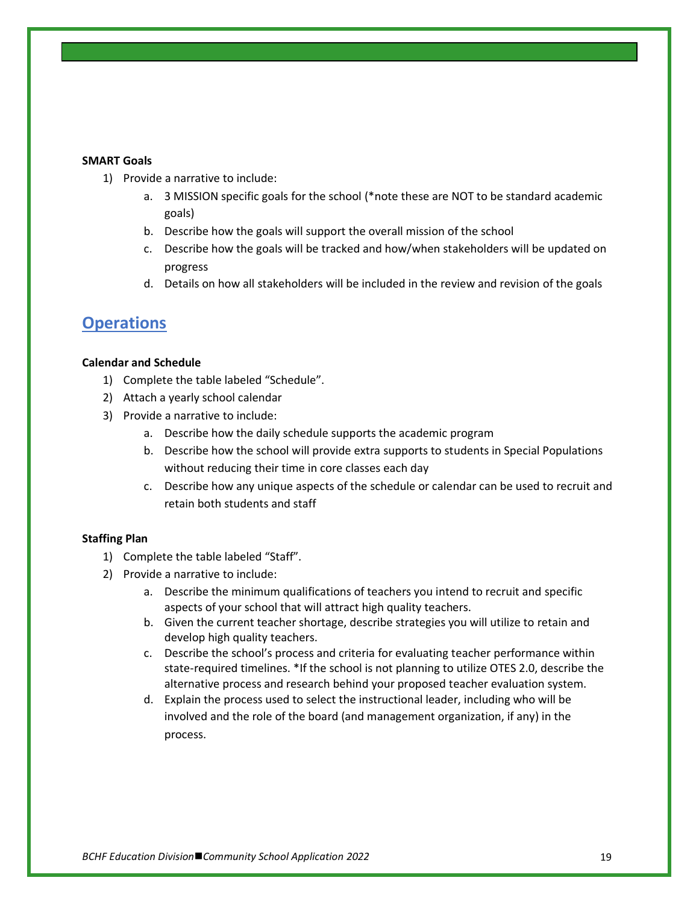**SMART Goals**

1) Provide a narrative to include:
   a. 3 MISSION specific goals for the school (*note these are NOT to be standard academic goals)
   b. Describe how the goals will support the overall mission of the school
   c. Describe how the goals will be tracked and how/when stakeholders will be updated on progress
   d. Details on how all stakeholders will be included in the review and revision of the goals

## Operations

**Calendar and Schedule**

1) Complete the table labeled "Schedule".
2) Attach a yearly school calendar
3) Provide a narrative to include:
   a. Describe how the daily schedule supports the academic program
   b. Describe how the school will provide extra supports to students in Special Populations without reducing their time in core classes each day
   c. Describe how any unique aspects of the schedule or calendar can be used to recruit and retain both students and staff

**Staffing Plan**

1) Complete the table labeled "Staff".
2) Provide a narrative to include:
   a. Describe the minimum qualifications of teachers you intend to recruit and specific aspects of your school that will attract high quality teachers.
   b. Given the current teacher shortage, describe strategies you will utilize to retain and develop high quality teachers.
   c. Describe the school's process and criteria for evaluating teacher performance within state-required timelines. *If the school is not planning to utilize OTES 2.0, describe the alternative process and research behind your proposed teacher evaluation system.
   d. Explain the process used to select the instructional leader, including who will be involved and the role of the board (and management organization, if any) in the process.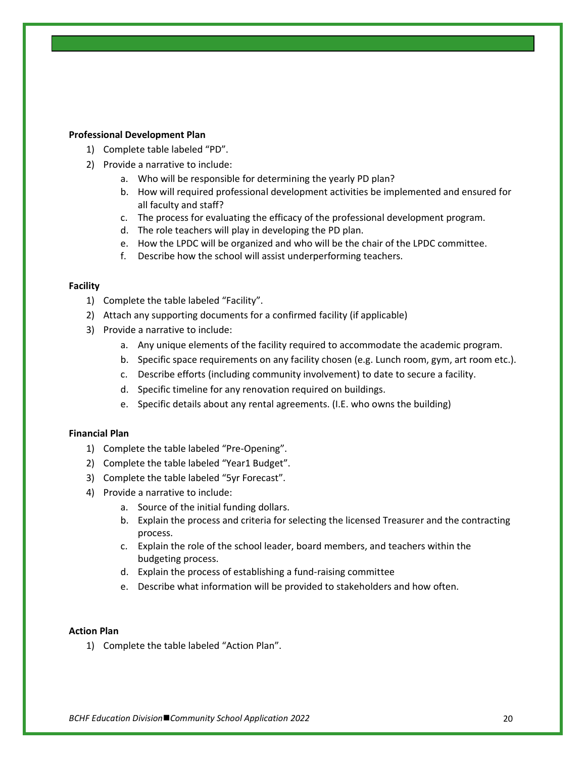**Professional Development Plan**

1) Complete table labeled "PD".
2) Provide a narrative to include:
   a. Who will be responsible for determining the yearly PD plan?
   b. How will required professional development activities be implemented and ensured for all faculty and staff?
   c. The process for evaluating the efficacy of the professional development program.
   d. The role teachers will play in developing the PD plan.
   e. How the LPDC will be organized and who will be the chair of the LPDC committee.
   f. Describe how the school will assist underperforming teachers.

**Facility**

1) Complete the table labeled "Facility".
2) Attach any supporting documents for a confirmed facility (if applicable)
3) Provide a narrative to include:
   a. Any unique elements of the facility required to accommodate the academic program.
   b. Specific space requirements on any facility chosen (e.g. Lunch room, gym, art room etc.).
   c. Describe efforts (including community involvement) to date to secure a facility.
   d. Specific timeline for any renovation required on buildings.
   e. Specific details about any rental agreements. (I.E. who owns the building)

**Financial Plan**

1) Complete the table labeled "Pre-Opening".
2) Complete the table labeled "Year1 Budget".
3) Complete the table labeled "5yr Forecast".
4) Provide a narrative to include:
   a. Source of the initial funding dollars.
   b. Explain the process and criteria for selecting the licensed Treasurer and the contracting process.
   c. Explain the role of the school leader, board members, and teachers within the budgeting process.
   d. Explain the process of establishing a fund-raising committee
   e. Describe what information will be provided to stakeholders and how often.

**Action Plan**

1) Complete the table labeled "Action Plan".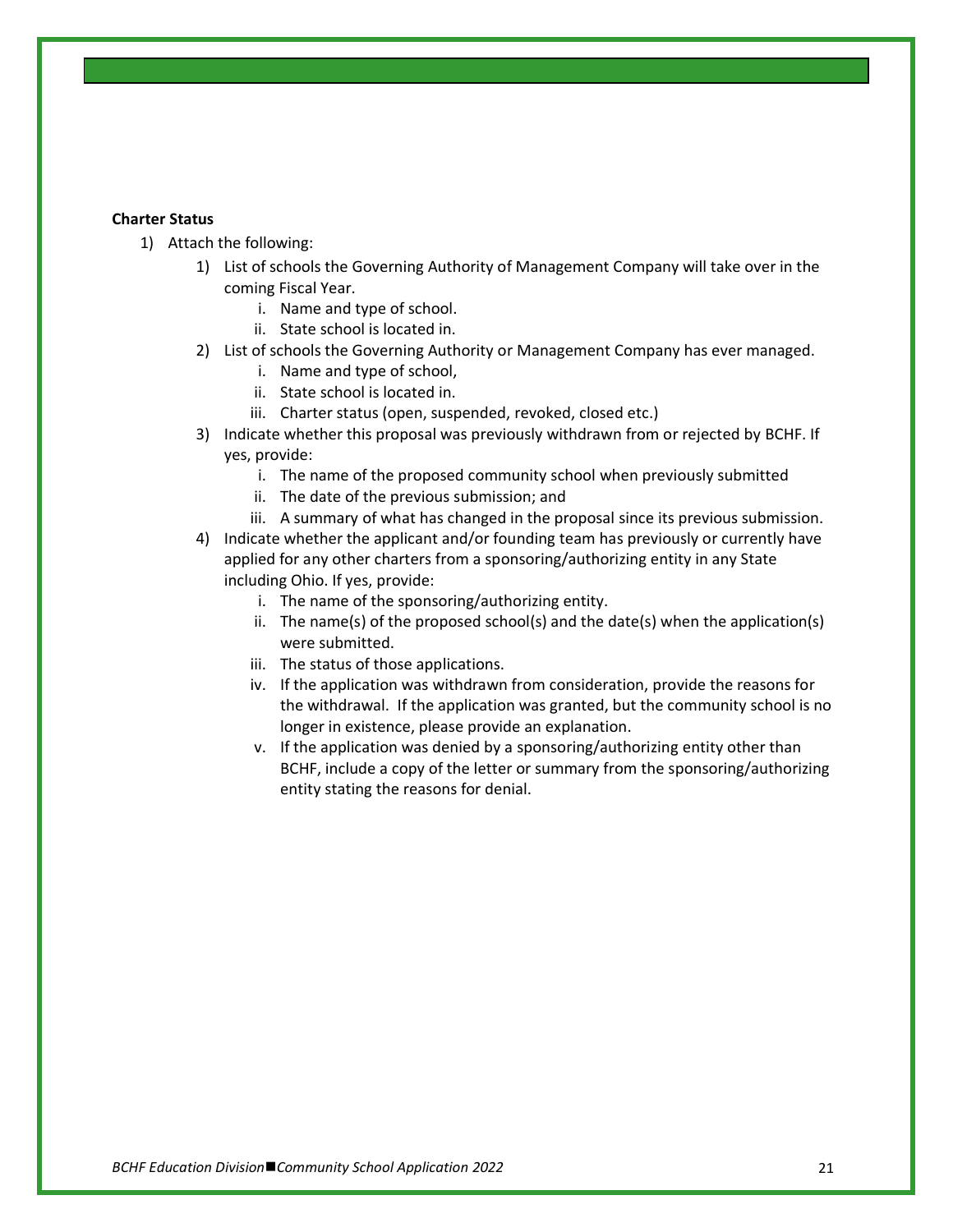**Charter Status**

1) Attach the following:
    1) List of schools the Governing Authority of Management Company will take over in the coming Fiscal Year.
        i. Name and type of school.
        ii. State school is located in.
    2) List of schools the Governing Authority or Management Company has ever managed.
        i. Name and type of school,
        ii. State school is located in.
        iii. Charter status (open, suspended, revoked, closed etc.)
    3) Indicate whether this proposal was previously withdrawn from or rejected by BCHF. If yes, provide:
        i. The name of the proposed community school when previously submitted
        ii. The date of the previous submission; and
        iii. A summary of what has changed in the proposal since its previous submission.
    4) Indicate whether the applicant and/or founding team has previously or currently have applied for any other charters from a sponsoring/authorizing entity in any State including Ohio. If yes, provide:
        i. The name of the sponsoring/authorizing entity.
        ii. The name(s) of the proposed school(s) and the date(s) when the application(s) were submitted.
        iii. The status of those applications.
        iv. If the application was withdrawn from consideration, provide the reasons for the withdrawal. If the application was granted, but the community school is no longer in existence, please provide an explanation.
        v. If the application was denied by a sponsoring/authorizing entity other than BCHF, include a copy of the letter or summary from the sponsoring/authorizing entity stating the reasons for denial.